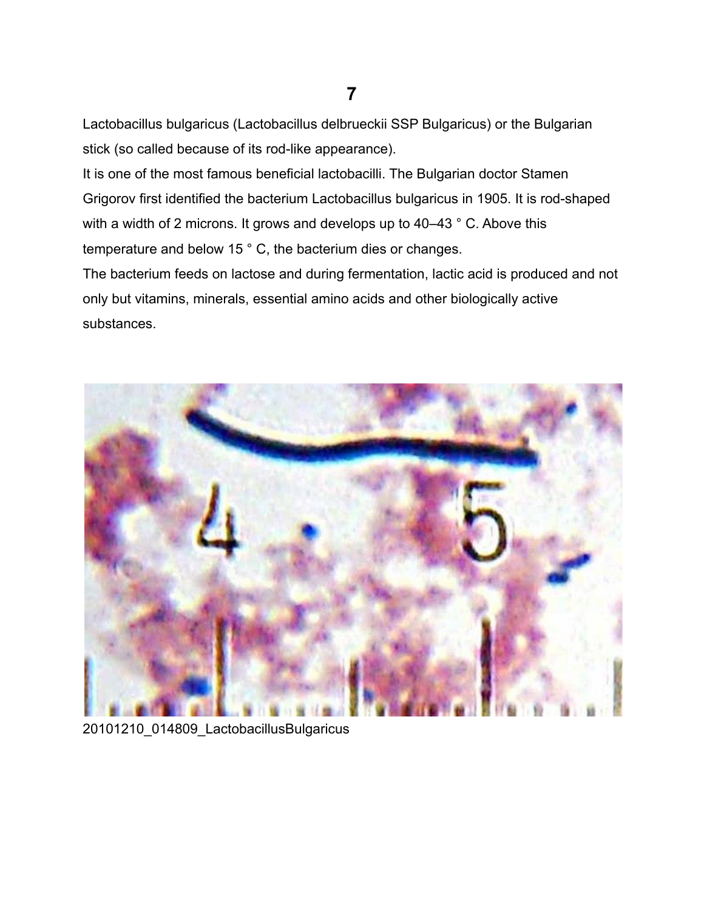Lactobacillus bulgaricus (Lactobacillus delbrueckii SSP Bulgaricus) or the Bulgarian stick (so called because of its rod-like appearance).

It is one of the most famous beneficial lactobacilli. The Bulgarian doctor Stamen Grigorov first identified the bacterium Lactobacillus bulgaricus in 1905. It is rod-shaped with a width of 2 microns. It grows and develops up to 40–43 ° C. Above this temperature and below 15 ° C, the bacterium dies or changes.

The bacterium feeds on lactose and during fermentation, lactic acid is produced and not only but vitamins, minerals, essential amino acids and other biologically active substances.

20101210_014809_LactobacillusBulgaricus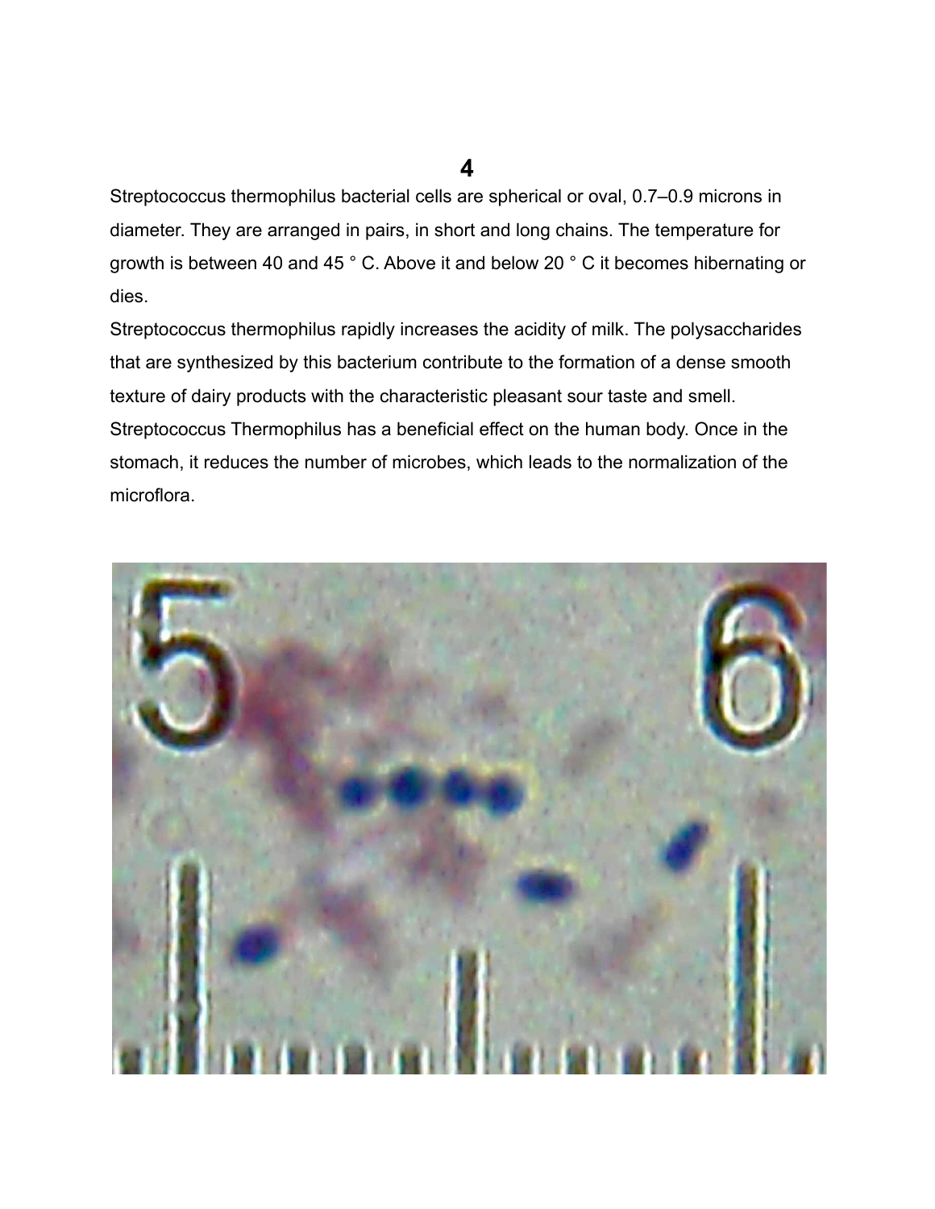# 4

Streptococcus thermophilus bacterial cells are spherical or oval, 0.7–0.9 microns in diameter. They are arranged in pairs, in short and long chains. The temperature for growth is between 40 and 45 ° C. Above it and below 20 ° C it becomes hibernating or dies.

Streptococcus thermophilus rapidly increases the acidity of milk. The polysaccharides that are synthesized by this bacterium contribute to the formation of a dense smooth texture of dairy products with the characteristic pleasant sour taste and smell.

Streptococcus Thermophilus has a beneficial effect on the human body. Once in the stomach, it reduces the number of microbes, which leads to the normalization of the microflora.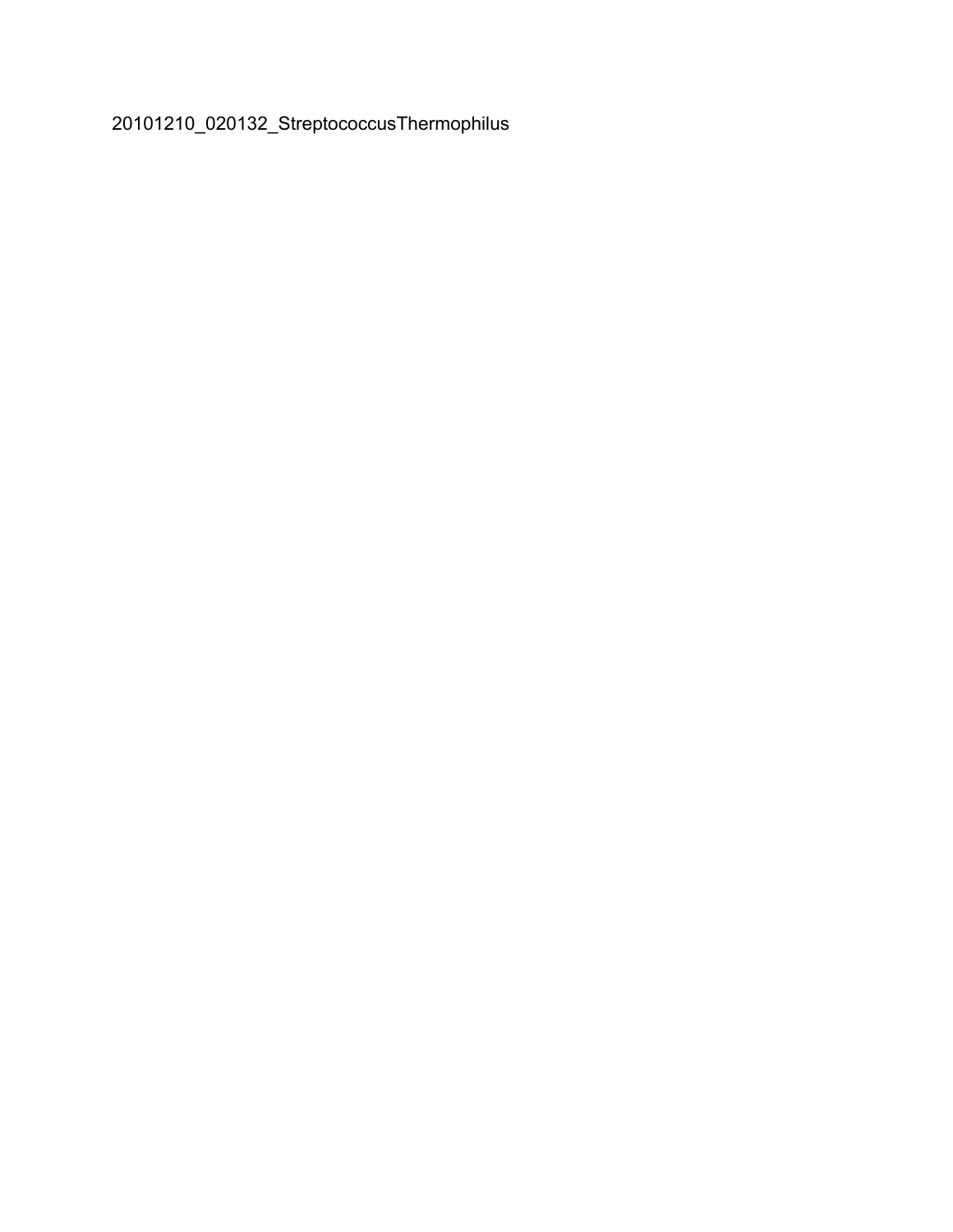20101210_020132_StreptococcusThermophilus